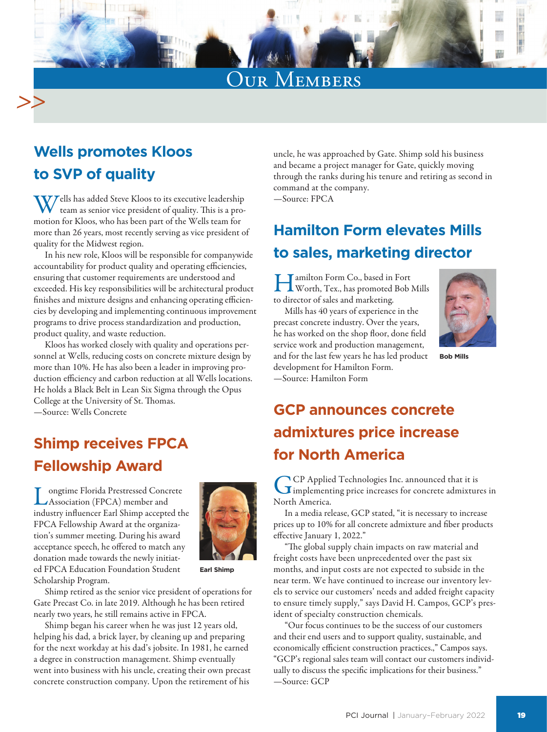# Our Members

## Wells promotes Kloos to SVP of quality

Wells has added Steve Kloos to its executive leadership team as senior vice president of quality. This is a promotion for Kloos, who has been part of the Wells team for more than 26 years, most recently serving as vice president of quality for the Midwest region.

In his new role, Kloos will be responsible for companywide accountability for product quality and operating efficiencies, ensuring that customer requirements are understood and exceeded. His key responsibilities will be architectural product finishes and mixture designs and enhancing operating efficiencies by developing and implementing continuous improvement programs to drive process standardization and production, product quality, and waste reduction.

Kloos has worked closely with quality and operations personnel at Wells, reducing costs on concrete mixture design by more than 10%. He has also been a leader in improving production efficiency and carbon reduction at all Wells locations. He holds a Black Belt in Lean Six Sigma through the Opus College at the University of St. Thomas.

—Source: Wells Concrete

## Shimp receives FPCA Fellowship Award

Longtime Florida Prestressed Concrete Association (FPCA) member and industry influencer Earl Shimp accepted the FPCA Fellowship Award at the organization's summer meeting. During his award acceptance speech, he offered to match any donation made towards the newly initiated FPCA Education Foundation Student Scholarship Program.

Earl Shimp

Shimp retired as the senior vice president of operations for Gate Precast Co. in late 2019. Although he has been retired nearly two years, he still remains active in FPCA.

Shimp began his career when he was just 12 years old, helping his dad, a brick layer, by cleaning up and preparing for the next workday at his dad's jobsite. In 1981, he earned a degree in construction management. Shimp eventually went into business with his uncle, creating their own precast concrete construction company. Upon the retirement of his uncle, he was approached by Gate. Shimp sold his business and became a project manager for Gate, quickly moving through the ranks during his tenure and retiring as second in command at the company.

—Source: FPCA

## Hamilton Form elevates Mills to sales, marketing director

Hamilton Form Co., based in Fort Worth, Tex., has promoted Bob Mills to director of sales and marketing.

Mills has 40 years of experience in the precast concrete industry. Over the years, he has worked on the shop floor, done field service work and production management, and for the last few years he has led product development for Hamilton Form.

Bob Mills

—Source: Hamilton Form

## GCP announces concrete admixtures price increase for North America

GCP Applied Technologies Inc. announced that it is implementing price increases for concrete admixtures in North America.

In a media release, GCP stated, "it is necessary to increase prices up to 10% for all concrete admixture and fiber products effective January 1, 2022."

"The global supply chain impacts on raw material and freight costs have been unprecedented over the past six months, and input costs are not expected to subside in the near term. We have continued to increase our inventory levels to service our customers' needs and added freight capacity to ensure timely supply," says David H. Campos, GCP's president of specialty construction chemicals.

"Our focus continues to be the success of our customers and their end users and to support quality, sustainable, and economically efficient construction practices.," Campos says. "GCP's regional sales team will contact our customers individually to discuss the specific implications for their business."

—Source: GCP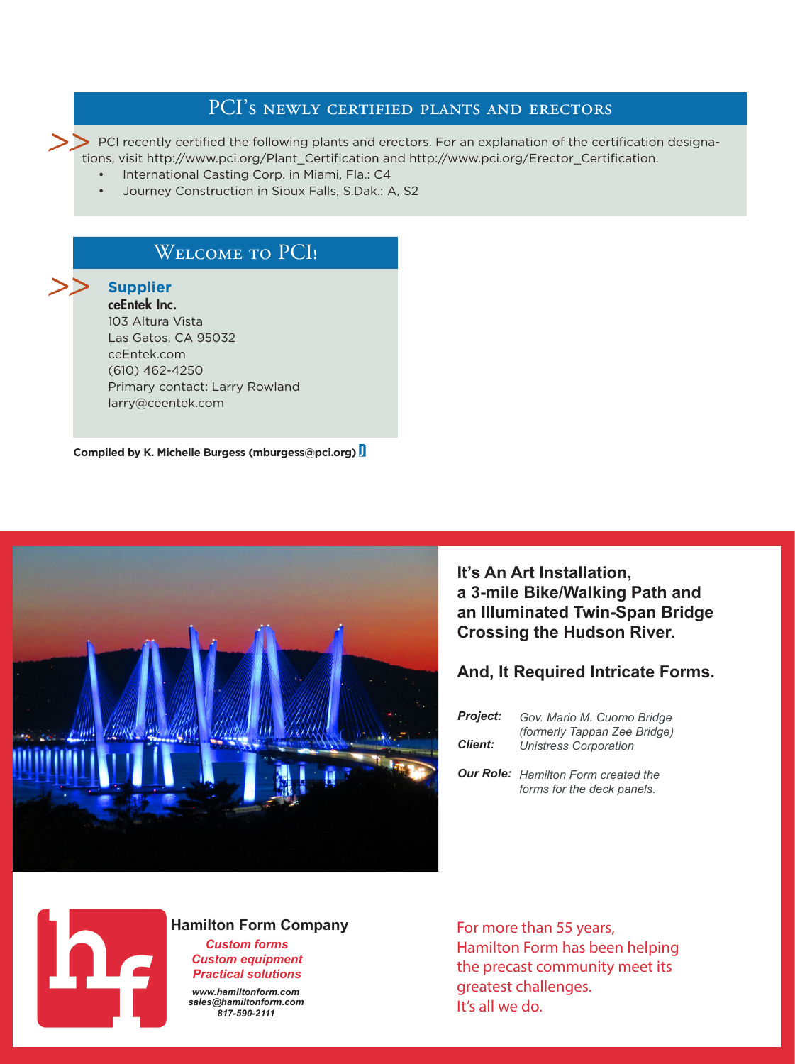## PCI's newly certified plants and erectors

>> PCI recently certified the following plants and erectors. For an explanation of the certification designations, visit http://www.pci.org/Plant_Certification and http://www.pci.org/Erector_Certification.

- International Casting Corp. in Miami, Fla.: C4
- Journey Construction in Sioux Falls, S.Dak.: A, S2

## Welcome to PCI!

>> **Supplier**

**ceEntek Inc.**
103 Altura Vista
Las Gatos, CA 95032
ceEntek.com
(610) 462-4250
Primary contact: Larry Rowland
larry@ceentek.com

**Compiled by K. Michelle Burgess (mburgess@pci.org)**

**It's An Art Installation, a 3-mile Bike/Walking Path and an Illuminated Twin-Span Bridge Crossing the Hudson River.**

**And, It Required Intricate Forms.**

***Project:*** *Gov. Mario M. Cuomo Bridge (formerly Tappan Zee Bridge)*

***Client:*** *Unistress Corporation*

***Our Role:*** *Hamilton Form created the forms for the deck panels.*

**Hamilton Form Company**

***Custom forms***
***Custom equipment***
***Practical solutions***

*www.hamiltonform.com*
*sales@hamiltonform.com*
*817-590-2111*

For more than 55 years, Hamilton Form has been helping the precast community meet its greatest challenges.
It's all we do.